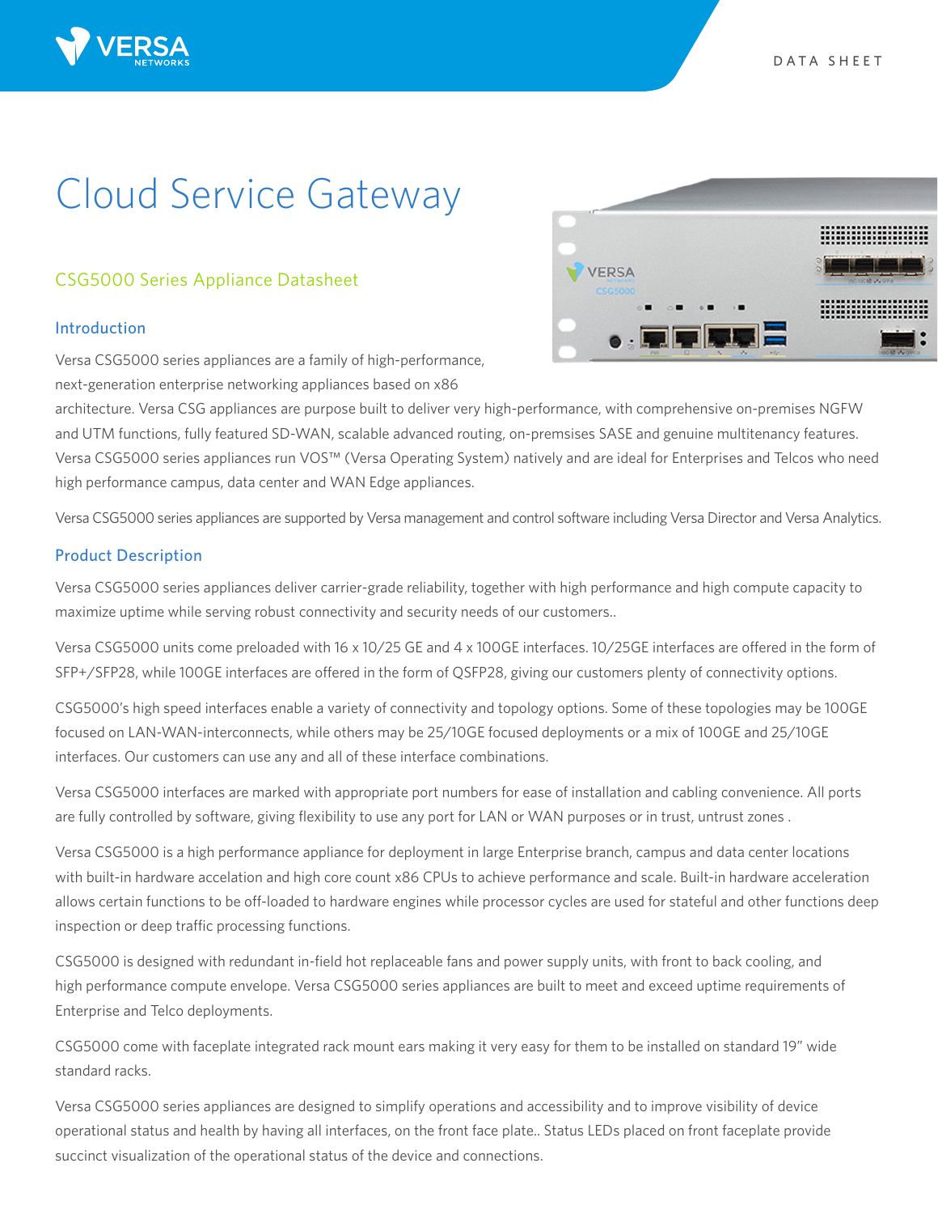# Cloud Service Gateway

## CSG5000 Series Appliance Datasheet

### Introduction

Versa CSG5000 series appliances are a family of high-performance, next-generation enterprise networking appliances based on x86 architecture. Versa CSG appliances are purpose built to deliver very high-performance, with comprehensive on-premises NGFW and UTM functions, fully featured SD-WAN, scalable advanced routing, on-premsises SASE and genuine multitenancy features. Versa CSG5000 series appliances run VOS™ (Versa Operating System) natively and are ideal for Enterprises and Telcos who need high performance campus, data center and WAN Edge appliances.

Versa CSG5000 series appliances are supported by Versa management and control software including Versa Director and Versa Analytics.

### Product Description

Versa CSG5000 series appliances deliver carrier-grade reliability, together with high performance and high compute capacity to maximize uptime while serving robust connectivity and security needs of our customers..

Versa CSG5000 units come preloaded with 16 x 10/25 GE and 4 x 100GE interfaces. 10/25GE interfaces are offered in the form of SFP+/SFP28, while 100GE interfaces are offered in the form of QSFP28, giving our customers plenty of connectivity options.

CSG5000's high speed interfaces enable a variety of connectivity and topology options. Some of these topologies may be 100GE focused on LAN-WAN-interconnects, while others may be 25/10GE focused deployments or a mix of 100GE and 25/10GE interfaces. Our customers can use any and all of these interface combinations.

Versa CSG5000 interfaces are marked with appropriate port numbers for ease of installation and cabling convenience. All ports are fully controlled by software, giving flexibility to use any port for LAN or WAN purposes or in trust, untrust zones .

Versa CSG5000 is a high performance appliance for deployment in large Enterprise branch, campus and data center locations with built-in hardware accelation and high core count x86 CPUs to achieve performance and scale. Built-in hardware acceleration allows certain functions to be off-loaded to hardware engines while processor cycles are used for stateful and other functions deep inspection or deep traffic processing functions.

CSG5000 is designed with redundant in-field hot replaceable fans and power supply units, with front to back cooling, and high performance compute envelope. Versa CSG5000 series appliances are built to meet and exceed uptime requirements of Enterprise and Telco deployments.

CSG5000 come with faceplate integrated rack mount ears making it very easy for them to be installed on standard 19" wide standard racks.

Versa CSG5000 series appliances are designed to simplify operations and accessibility and to improve visibility of device operational status and health by having all interfaces, on the front face plate.. Status LEDs placed on front faceplate provide succinct visualization of the operational status of the device and connections.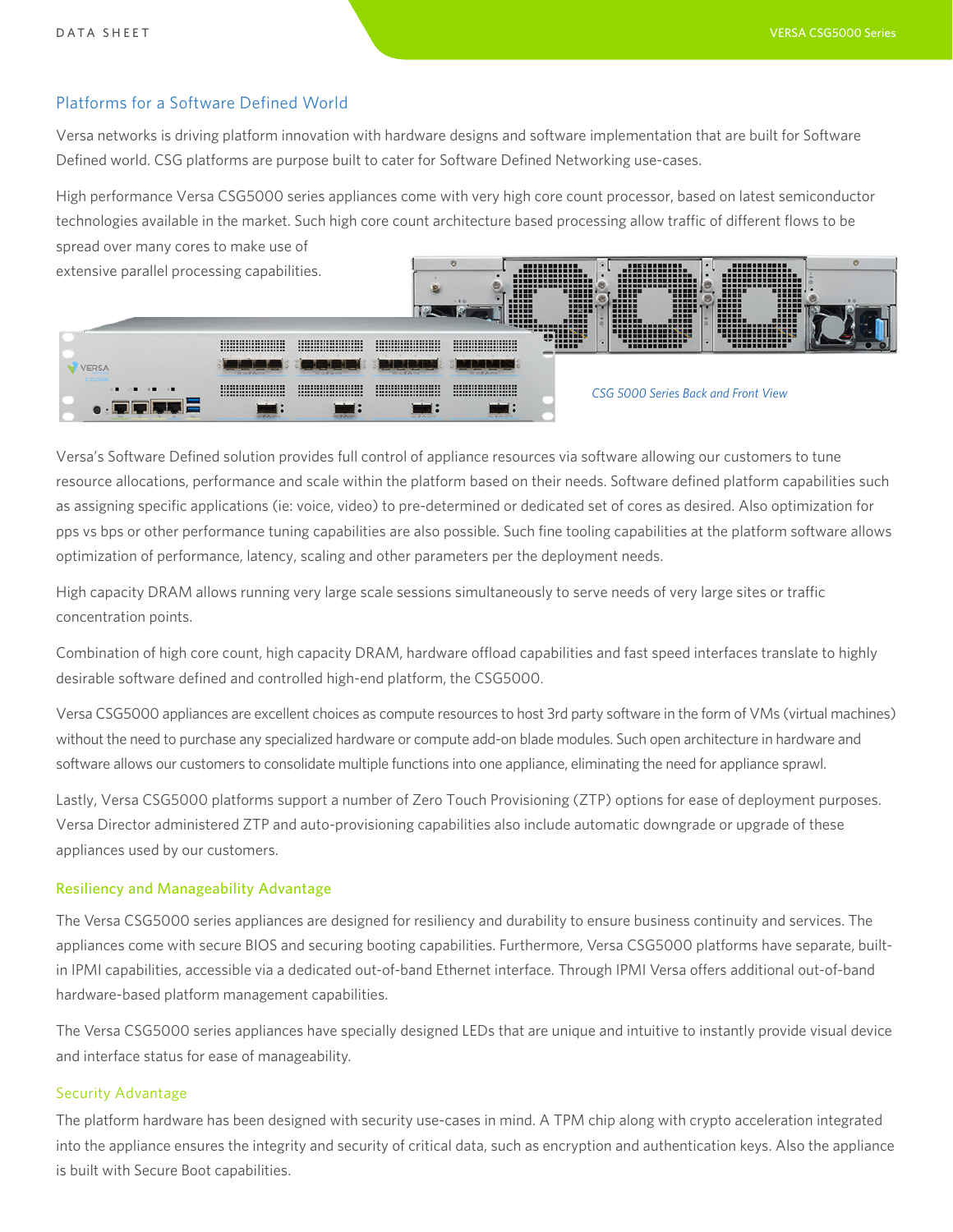## Platforms for a Software Defined World

Versa networks is driving platform innovation with hardware designs and software implementation that are built for Software Defined world. CSG platforms are purpose built to cater for Software Defined Networking use-cases.

High performance Versa CSG5000 series appliances come with very high core count processor, based on latest semiconductor technologies available in the market. Such high core count architecture based processing allow traffic of different flows to be spread over many cores to make use of extensive parallel processing capabilities.

*CSG 5000 Series Back and Front View*

Versa's Software Defined solution provides full control of appliance resources via software allowing our customers to tune resource allocations, performance and scale within the platform based on their needs. Software defined platform capabilities such as assigning specific applications (ie: voice, video) to pre-determined or dedicated set of cores as desired. Also optimization for pps vs bps or other performance tuning capabilities are also possible. Such fine tooling capabilities at the platform software allows optimization of performance, latency, scaling and other parameters per the deployment needs.

High capacity DRAM allows running very large scale sessions simultaneously to serve needs of very large sites or traffic concentration points.

Combination of high core count, high capacity DRAM, hardware offload capabilities and fast speed interfaces translate to highly desirable software defined and controlled high-end platform, the CSG5000.

Versa CSG5000 appliances are excellent choices as compute resources to host 3rd party software in the form of VMs (virtual machines) without the need to purchase any specialized hardware or compute add-on blade modules. Such open architecture in hardware and software allows our customers to consolidate multiple functions into one appliance, eliminating the need for appliance sprawl.

Lastly, Versa CSG5000 platforms support a number of Zero Touch Provisioning (ZTP) options for ease of deployment purposes. Versa Director administered ZTP and auto-provisioning capabilities also include automatic downgrade or upgrade of these appliances used by our customers.

### Resiliency and Manageability Advantage

The Versa CSG5000 series appliances are designed for resiliency and durability to ensure business continuity and services. The appliances come with secure BIOS and securing booting capabilities. Furthermore, Versa CSG5000 platforms have separate, built-in IPMI capabilities, accessible via a dedicated out-of-band Ethernet interface. Through IPMI Versa offers additional out-of-band hardware-based platform management capabilities.

The Versa CSG5000 series appliances have specially designed LEDs that are unique and intuitive to instantly provide visual device and interface status for ease of manageability.

### Security Advantage

The platform hardware has been designed with security use-cases in mind. A TPM chip along with crypto acceleration integrated into the appliance ensures the integrity and security of critical data, such as encryption and authentication keys. Also the appliance is built with Secure Boot capabilities.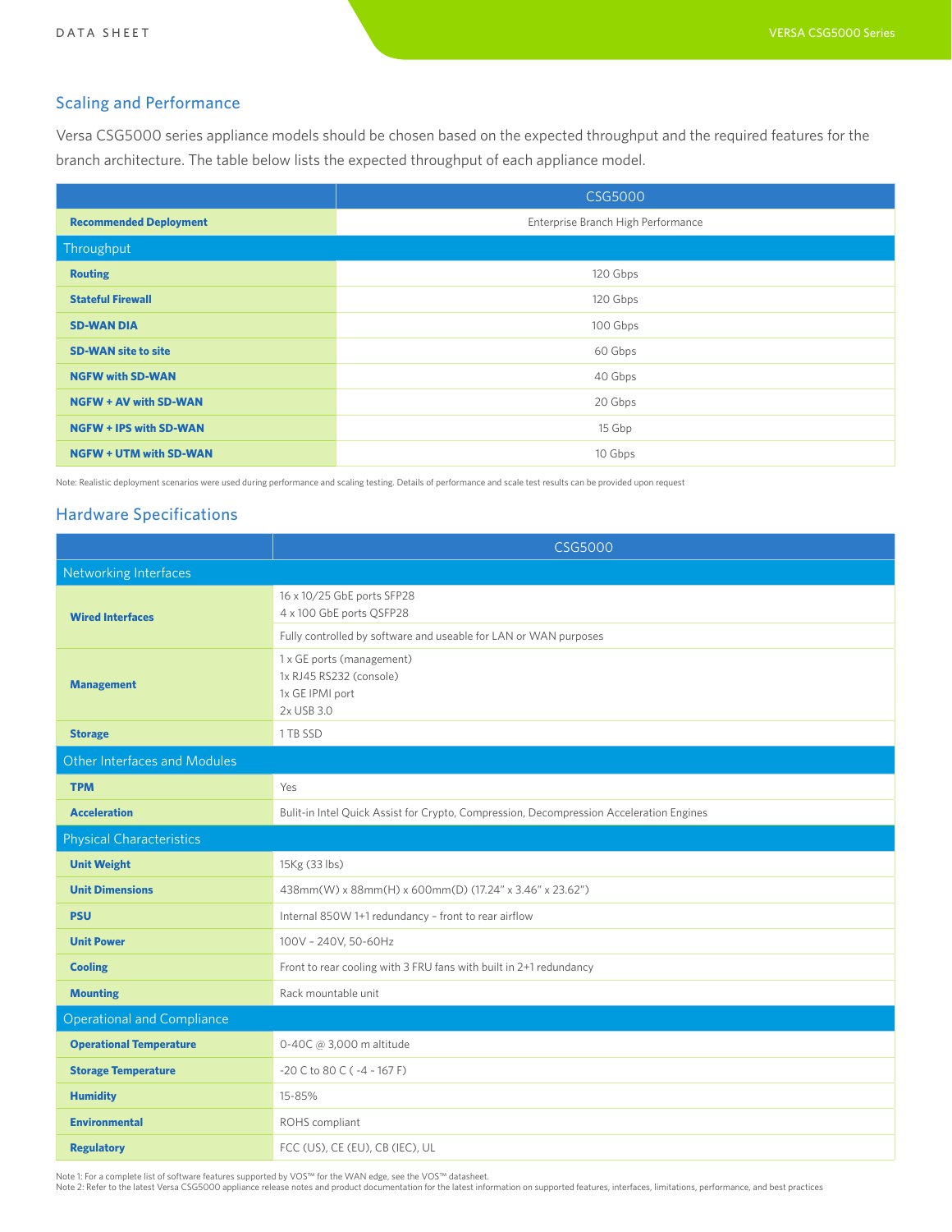## Scaling and Performance

Versa CSG5000 series appliance models should be chosen based on the expected throughput and the required features for the branch architecture. The table below lists the expected throughput of each appliance model.

| | CSG5000 |
|---|---|
| **Recommended Deployment** | Enterprise Branch High Performance |
| **Throughput** | |
| **Routing** | 120 Gbps |
| **Stateful Firewall** | 120 Gbps |
| **SD-WAN DIA** | 100 Gbps |
| **SD-WAN site to site** | 60 Gbps |
| **NGFW with SD-WAN** | 40 Gbps |
| **NGFW + AV with SD-WAN** | 20 Gbps |
| **NGFW + IPS with SD-WAN** | 15 Gbp |
| **NGFW + UTM with SD-WAN** | 10 Gbps |

Note: Realistic deployment scenarios were used during performance and scaling testing. Details of performance and scale test results can be provided upon request

## Hardware Specifications

| | CSG5000 |
|---|---|
| **Networking Interfaces** | |
| **Wired Interfaces** | 16 x 10/25 GbE ports SFP28<br>4 x 100 GbE ports QSFP28 |
| | Fully controlled by software and useable for LAN or WAN purposes |
| **Management** | 1 x GE ports (management)<br>1x RJ45 RS232 (console)<br>1x GE IPMI port<br>2x USB 3.0 |
| **Storage** | 1 TB SSD |
| **Other Interfaces and Modules** | |
| **TPM** | Yes |
| **Acceleration** | Bulit-in Intel Quick Assist for Crypto, Compression, Decompression Acceleration Engines |
| **Physical Characteristics** | |
| **Unit Weight** | 15Kg (33 lbs) |
| **Unit Dimensions** | 438mm(W) x 88mm(H) x 600mm(D) (17.24" x 3.46" x 23.62") |
| **PSU** | Internal 850W 1+1 redundancy – front to rear airflow |
| **Unit Power** | 100V – 240V, 50-60Hz |
| **Cooling** | Front to rear cooling with 3 FRU fans with built in 2+1 redundancy |
| **Mounting** | Rack mountable unit |
| **Operational and Compliance** | |
| **Operational Temperature** | 0-40C @ 3,000 m altitude |
| **Storage Temperature** | -20 C to 80 C ( -4 ~ 167 F) |
| **Humidity** | 15-85% |
| **Environmental** | ROHS compliant |
| **Regulatory** | FCC (US), CE (EU), CB (IEC), UL |

Note 1: For a complete list of software features supported by VOS™ for the WAN edge, see the VOS™ datasheet.
Note 2: Refer to the latest Versa CSG5000 appliance release notes and product documentation for the latest information on supported features, interfaces, limitations, performance, and best practices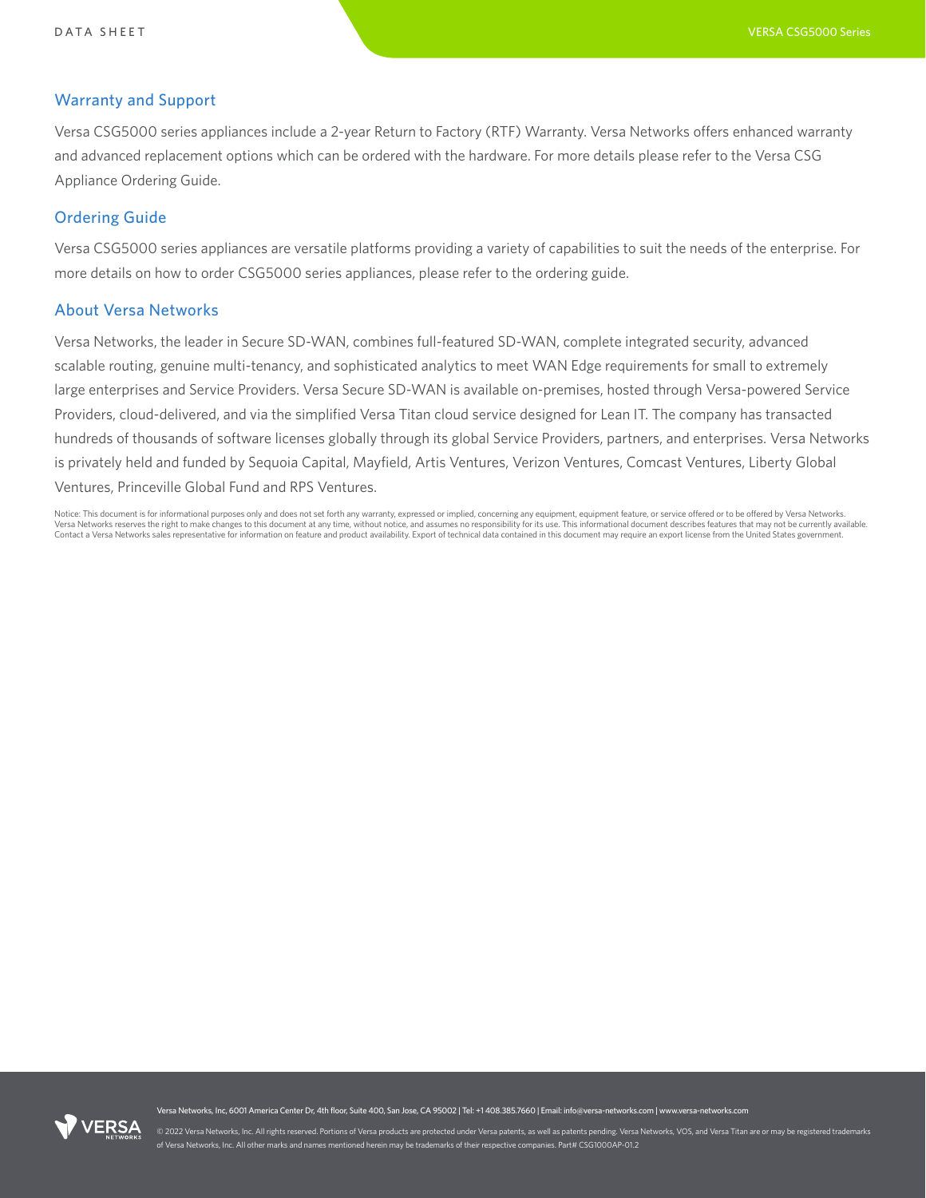## Warranty and Support

Versa CSG5000 series appliances include a 2-year Return to Factory (RTF) Warranty. Versa Networks offers enhanced warranty and advanced replacement options which can be ordered with the hardware. For more details please refer to the Versa CSG Appliance Ordering Guide.

## Ordering Guide

Versa CSG5000 series appliances are versatile platforms providing a variety of capabilities to suit the needs of the enterprise. For more details on how to order CSG5000 series appliances, please refer to the ordering guide.

## About Versa Networks

Versa Networks, the leader in Secure SD-WAN, combines full-featured SD-WAN, complete integrated security, advanced scalable routing, genuine multi-tenancy, and sophisticated analytics to meet WAN Edge requirements for small to extremely large enterprises and Service Providers. Versa Secure SD-WAN is available on-premises, hosted through Versa-powered Service Providers, cloud-delivered, and via the simplified Versa Titan cloud service designed for Lean IT. The company has transacted hundreds of thousands of software licenses globally through its global Service Providers, partners, and enterprises. Versa Networks is privately held and funded by Sequoia Capital, Mayfield, Artis Ventures, Verizon Ventures, Comcast Ventures, Liberty Global Ventures, Princeville Global Fund and RPS Ventures.

Notice: This document is for informational purposes only and does not set forth any warranty, expressed or implied, concerning any equipment, equipment feature, or service offered or to be offered by Versa Networks. Versa Networks reserves the right to make changes to this document at any time, without notice, and assumes no responsibility for its use. This informational document describes features that may not be currently available. Contact a Versa Networks sales representative for information on feature and product availability. Export of technical data contained in this document may require an export license from the United States government.

Versa Networks, Inc, 6001 America Center Dr, 4th floor, Suite 400, San Jose, CA 95002 | Tel: +1 408.385.7660 | Email: info@versa-networks.com | www.versa-networks.com

© 2022 Versa Networks, Inc. All rights reserved. Portions of Versa products are protected under Versa patents, as well as patents pending. Versa Networks, VOS, and Versa Titan are or may be registered trademarks of Versa Networks, Inc. All other marks and names mentioned herein may be trademarks of their respective companies. Part# CSG1000AP-01.2